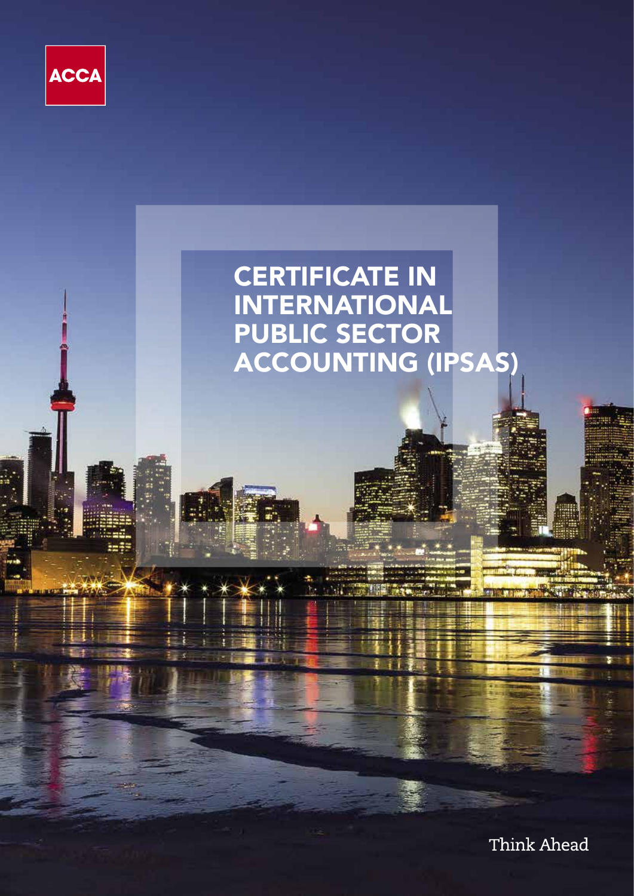ACCA

# CERTIFICATE IN INTERNATIONAL PUBLIC SECTOR ACCOUNTING (IPSAS)

Think Ahead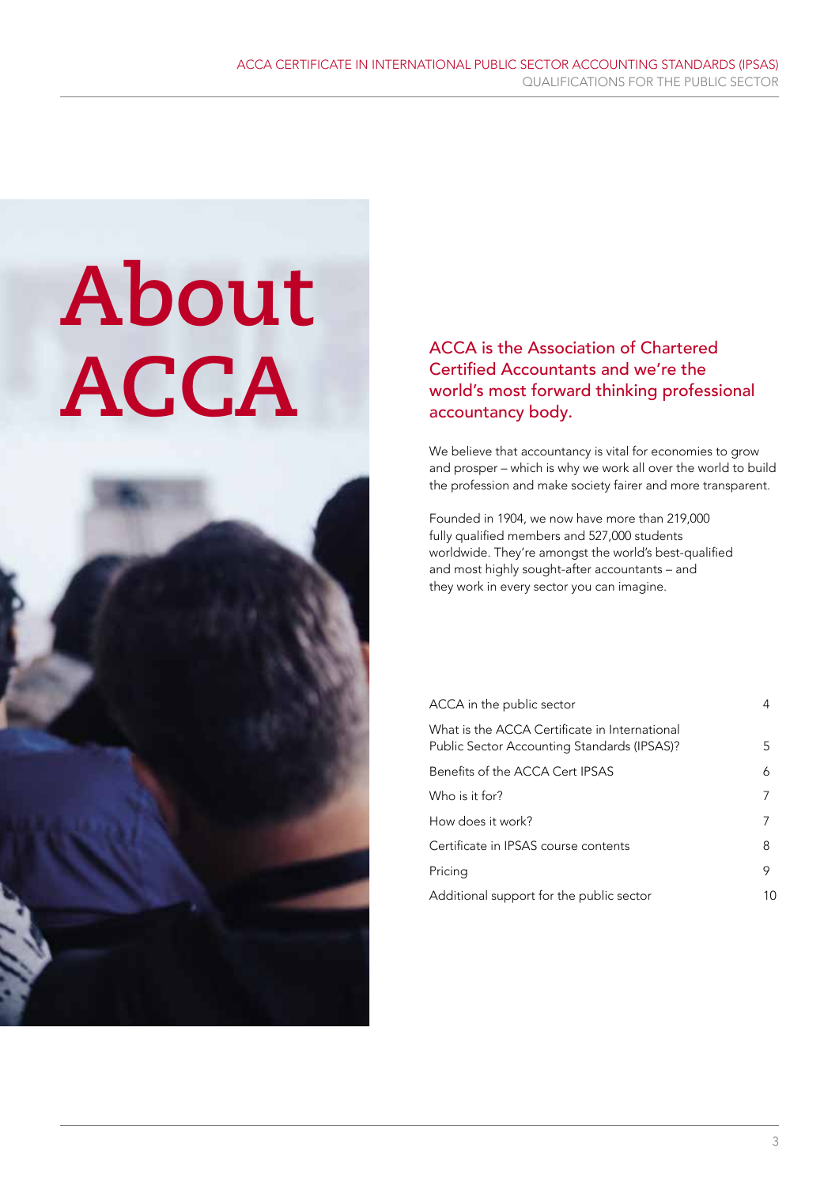# About ACCA

## ACCA is the Association of Chartered Certified Accountants and we're the world's most forward thinking professional accountancy body.

We believe that accountancy is vital for economies to grow and prosper – which is why we work all over the world to build the profession and make society fairer and more transparent.

Founded in 1904, we now have more than 219,000 fully qualified members and 527,000 students worldwide. They're amongst the world's best-qualified and most highly sought-after accountants – and they work in every sector you can imagine.

| | |
|---|---|
| ACCA in the public sector | 4 |
| What is the ACCA Certificate in International Public Sector Accounting Standards (IPSAS)? | 5 |
| Benefits of the ACCA Cert IPSAS | 6 |
| Who is it for? | 7 |
| How does it work? | 7 |
| Certificate in IPSAS course contents | 8 |
| Pricing | 9 |
| Additional support for the public sector | 10 |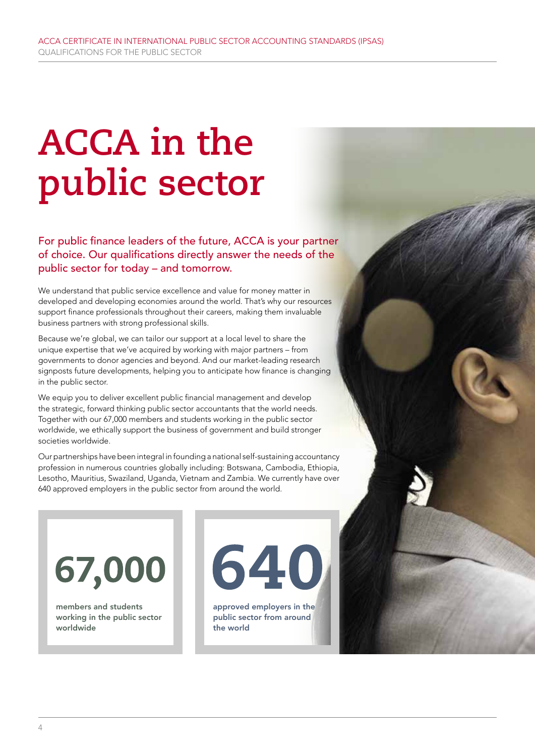# ACCA in the public sector

## For public finance leaders of the future, ACCA is your partner of choice. Our qualifications directly answer the needs of the public sector for today – and tomorrow.

We understand that public service excellence and value for money matter in developed and developing economies around the world. That's why our resources support finance professionals throughout their careers, making them invaluable business partners with strong professional skills.

Because we're global, we can tailor our support at a local level to share the unique expertise that we've acquired by working with major partners – from governments to donor agencies and beyond. And our market-leading research signposts future developments, helping you to anticipate how finance is changing in the public sector.

We equip you to deliver excellent public financial management and develop the strategic, forward thinking public sector accountants that the world needs. Together with our 67,000 members and students working in the public sector worldwide, we ethically support the business of government and build stronger societies worldwide.

Our partnerships have been integral in founding a national self-sustaining accountancy profession in numerous countries globally including: Botswana, Cambodia, Ethiopia, Lesotho, Mauritius, Swaziland, Uganda, Vietnam and Zambia. We currently have over 640 approved employers in the public sector from around the world.

**67,000**

**members and students working in the public sector worldwide**

**640**

**approved employers in the public sector from around the world**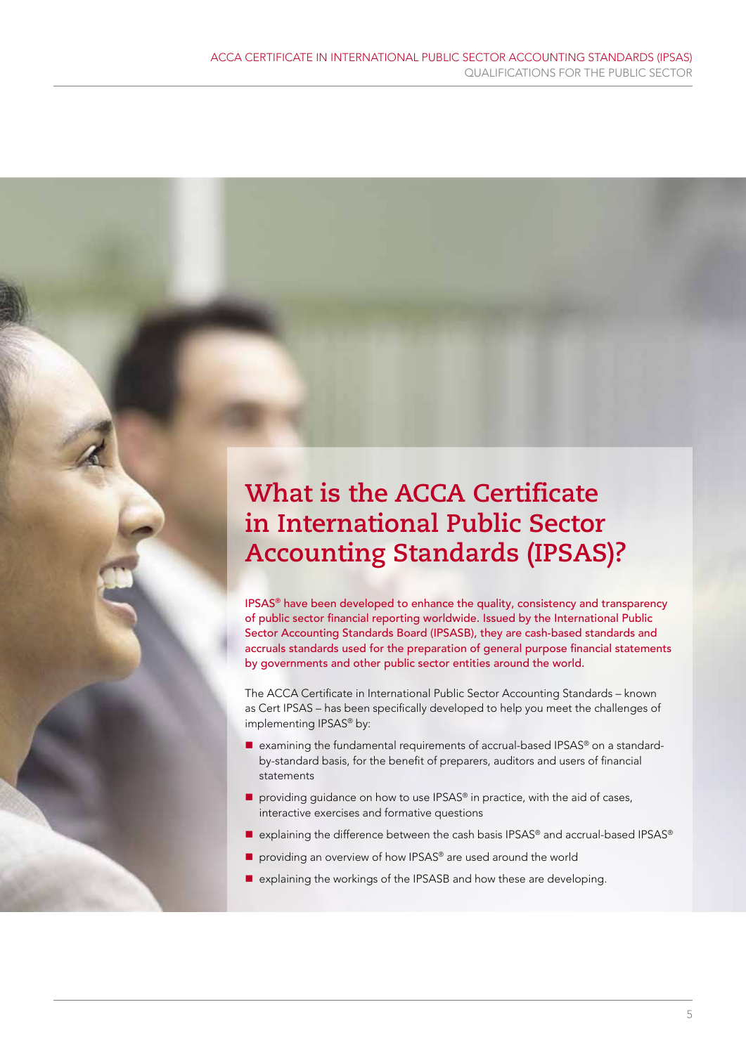# What is the ACCA Certificate in International Public Sector Accounting Standards (IPSAS)?

IPSAS® have been developed to enhance the quality, consistency and transparency of public sector financial reporting worldwide. Issued by the International Public Sector Accounting Standards Board (IPSASB), they are cash-based standards and accruals standards used for the preparation of general purpose financial statements by governments and other public sector entities around the world.

The ACCA Certificate in International Public Sector Accounting Standards – known as Cert IPSAS – has been specifically developed to help you meet the challenges of implementing IPSAS® by:

- examining the fundamental requirements of accrual-based IPSAS® on a standard-by-standard basis, for the benefit of preparers, auditors and users of financial statements
- providing guidance on how to use IPSAS® in practice, with the aid of cases, interactive exercises and formative questions
- explaining the difference between the cash basis IPSAS® and accrual-based IPSAS®
- providing an overview of how IPSAS® are used around the world
- explaining the workings of the IPSASB and how these are developing.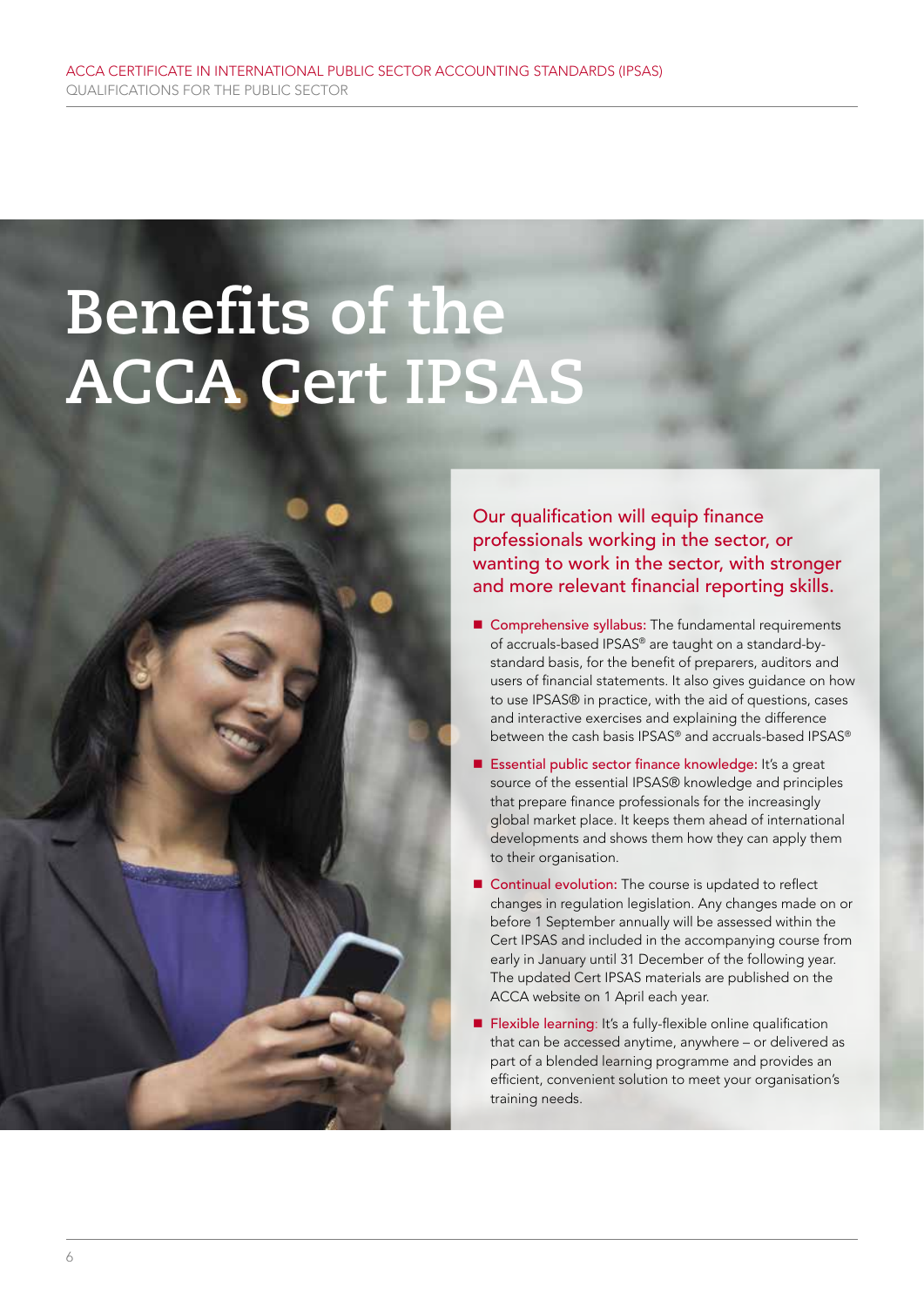# Benefits of the ACCA Cert IPSAS

Our qualification will equip finance professionals working in the sector, or wanting to work in the sector, with stronger and more relevant financial reporting skills.

- **Comprehensive syllabus:** The fundamental requirements of accruals-based IPSAS® are taught on a standard-by-standard basis, for the benefit of preparers, auditors and users of financial statements. It also gives guidance on how to use IPSAS® in practice, with the aid of questions, cases and interactive exercises and explaining the difference between the cash basis IPSAS® and accruals-based IPSAS®
- **Essential public sector finance knowledge:** It's a great source of the essential IPSAS® knowledge and principles that prepare finance professionals for the increasingly global market place. It keeps them ahead of international developments and shows them how they can apply them to their organisation.
- **Continual evolution:** The course is updated to reflect changes in regulation legislation. Any changes made on or before 1 September annually will be assessed within the Cert IPSAS and included in the accompanying course from early in January until 31 December of the following year. The updated Cert IPSAS materials are published on the ACCA website on 1 April each year.
- **Flexible learning:** It's a fully-flexible online qualification that can be accessed anytime, anywhere – or delivered as part of a blended learning programme and provides an efficient, convenient solution to meet your organisation's training needs.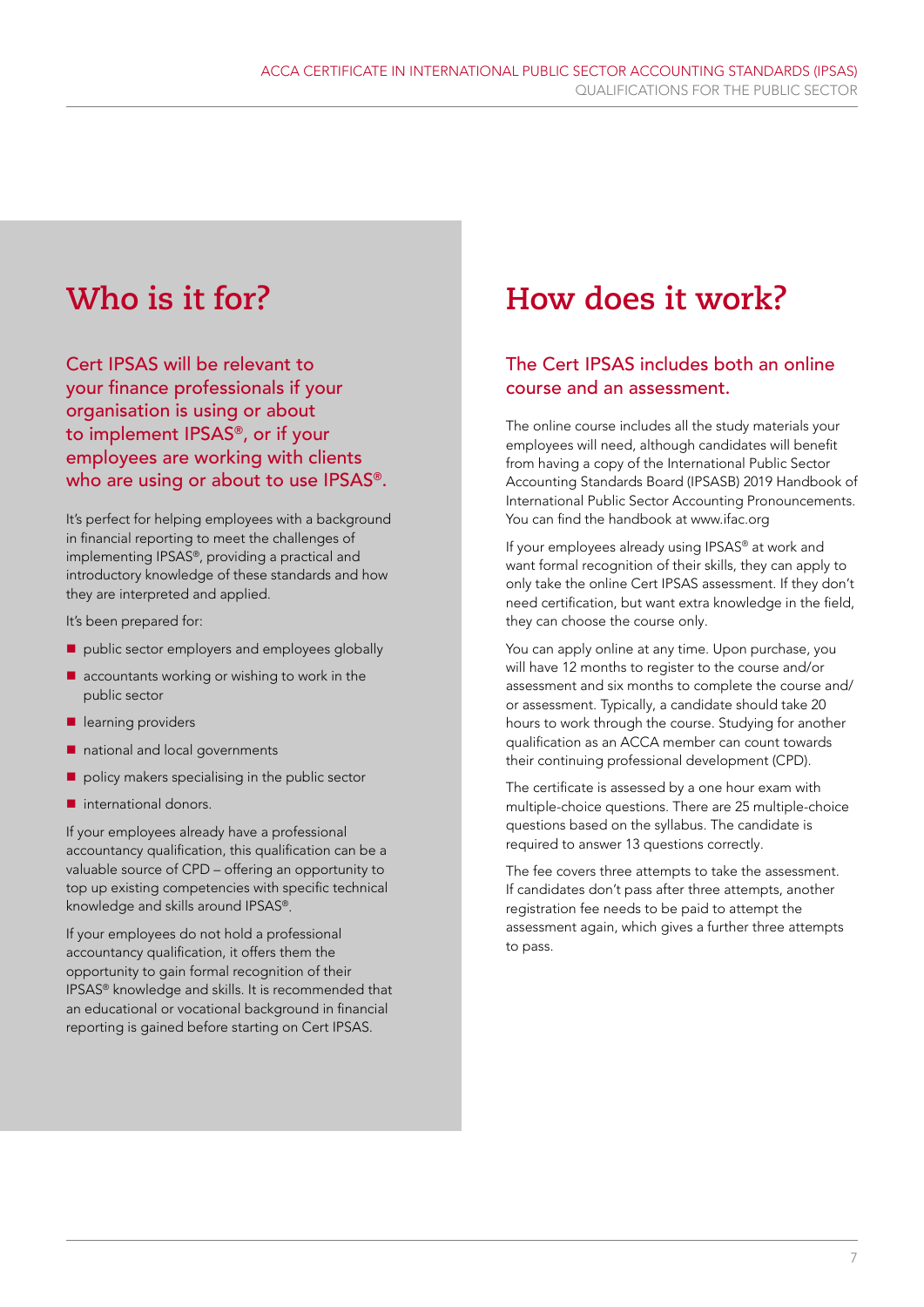## Who is it for?

### Cert IPSAS will be relevant to your finance professionals if your organisation is using or about to implement IPSAS®, or if your employees are working with clients who are using or about to use IPSAS®.

It's perfect for helping employees with a background in financial reporting to meet the challenges of implementing IPSAS®, providing a practical and introductory knowledge of these standards and how they are interpreted and applied.

It's been prepared for:

- public sector employers and employees globally
- accountants working or wishing to work in the public sector
- learning providers
- national and local governments
- policy makers specialising in the public sector
- international donors.

If your employees already have a professional accountancy qualification, this qualification can be a valuable source of CPD – offering an opportunity to top up existing competencies with specific technical knowledge and skills around IPSAS®.

If your employees do not hold a professional accountancy qualification, it offers them the opportunity to gain formal recognition of their IPSAS® knowledge and skills. It is recommended that an educational or vocational background in financial reporting is gained before starting on Cert IPSAS.

## How does it work?

### The Cert IPSAS includes both an online course and an assessment.

The online course includes all the study materials your employees will need, although candidates will benefit from having a copy of the International Public Sector Accounting Standards Board (IPSASB) 2019 Handbook of International Public Sector Accounting Pronouncements. You can find the handbook at www.ifac.org

If your employees already using IPSAS® at work and want formal recognition of their skills, they can apply to only take the online Cert IPSAS assessment. If they don't need certification, but want extra knowledge in the field, they can choose the course only.

You can apply online at any time. Upon purchase, you will have 12 months to register to the course and/or assessment and six months to complete the course and/or assessment. Typically, a candidate should take 20 hours to work through the course. Studying for another qualification as an ACCA member can count towards their continuing professional development (CPD).

The certificate is assessed by a one hour exam with multiple-choice questions. There are 25 multiple-choice questions based on the syllabus. The candidate is required to answer 13 questions correctly.

The fee covers three attempts to take the assessment. If candidates don't pass after three attempts, another registration fee needs to be paid to attempt the assessment again, which gives a further three attempts to pass.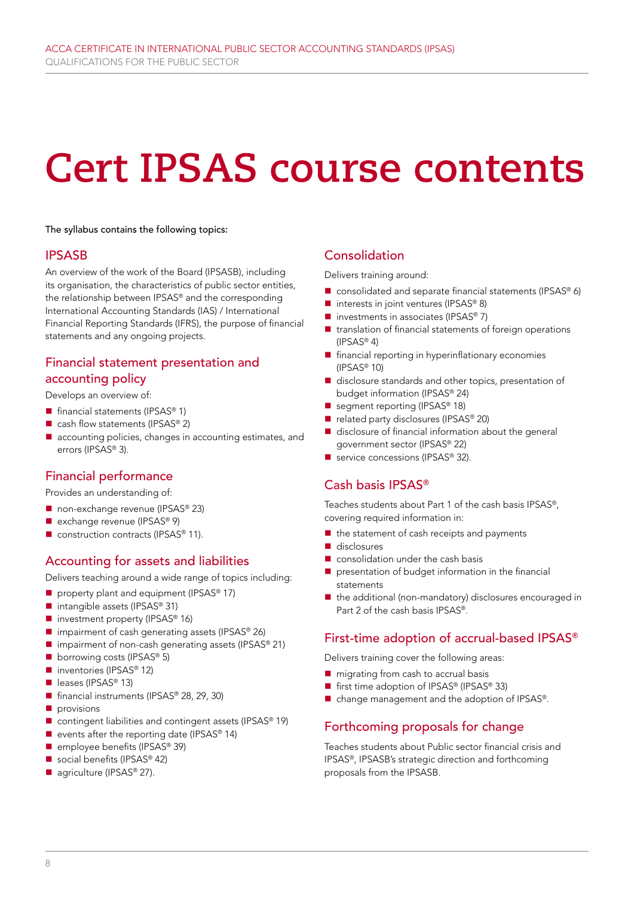# Cert IPSAS course contents

The syllabus contains the following topics:

## IPSASB

An overview of the work of the Board (IPSASB), including its organisation, the characteristics of public sector entities, the relationship between IPSAS® and the corresponding International Accounting Standards (IAS) / International Financial Reporting Standards (IFRS), the purpose of financial statements and any ongoing projects.

## Financial statement presentation and accounting policy

Develops an overview of:

- financial statements (IPSAS® 1)
- cash flow statements (IPSAS® 2)
- accounting policies, changes in accounting estimates, and errors (IPSAS® 3).

## Financial performance

Provides an understanding of:

- non-exchange revenue (IPSAS® 23)
- exchange revenue (IPSAS® 9)
- construction contracts (IPSAS® 11).

## Accounting for assets and liabilities

Delivers teaching around a wide range of topics including:

- property plant and equipment (IPSAS® 17)
- intangible assets (IPSAS® 31)
- investment property (IPSAS® 16)
- impairment of cash generating assets (IPSAS® 26)
- impairment of non-cash generating assets (IPSAS® 21)
- borrowing costs (IPSAS® 5)
- inventories (IPSAS® 12)
- leases (IPSAS® 13)
- financial instruments (IPSAS® 28, 29, 30)
- provisions
- contingent liabilities and contingent assets (IPSAS® 19)
- events after the reporting date (IPSAS® 14)
- employee benefits (IPSAS® 39)
- social benefits (IPSAS® 42)
- agriculture (IPSAS® 27).

## Consolidation

Delivers training around:

- consolidated and separate financial statements (IPSAS® 6)
- interests in joint ventures (IPSAS® 8)
- investments in associates (IPSAS® 7)
- translation of financial statements of foreign operations (IPSAS® 4)
- financial reporting in hyperinflationary economies (IPSAS® 10)
- disclosure standards and other topics, presentation of budget information (IPSAS® 24)
- segment reporting (IPSAS® 18)
- related party disclosures (IPSAS® 20)
- disclosure of financial information about the general government sector (IPSAS® 22)
- service concessions (IPSAS® 32).

## Cash basis IPSAS®

Teaches students about Part 1 of the cash basis IPSAS®, covering required information in:

- the statement of cash receipts and payments
- disclosures
- consolidation under the cash basis
- presentation of budget information in the financial statements
- the additional (non-mandatory) disclosures encouraged in Part 2 of the cash basis IPSAS®.

## First-time adoption of accrual-based IPSAS®

Delivers training cover the following areas:

- migrating from cash to accrual basis
- first time adoption of IPSAS® (IPSAS® 33)
- change management and the adoption of IPSAS®.

## Forthcoming proposals for change

Teaches students about Public sector financial crisis and IPSAS®, IPSASB's strategic direction and forthcoming proposals from the IPSASB.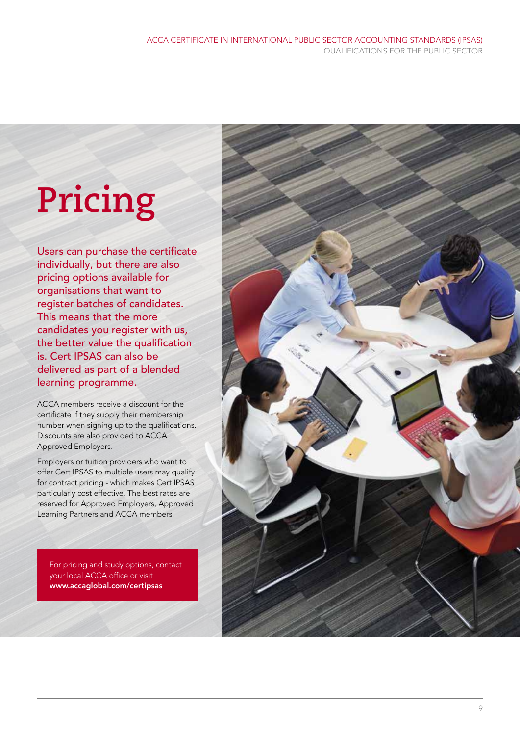# Pricing

Users can purchase the certificate individually, but there are also pricing options available for organisations that want to register batches of candidates. This means that the more candidates you register with us, the better value the qualification is. Cert IPSAS can also be delivered as part of a blended learning programme.

ACCA members receive a discount for the certificate if they supply their membership number when signing up to the qualifications. Discounts are also provided to ACCA Approved Employers.

Employers or tuition providers who want to offer Cert IPSAS to multiple users may qualify for contract pricing - which makes Cert IPSAS particularly cost effective. The best rates are reserved for Approved Employers, Approved Learning Partners and ACCA members.

For pricing and study options, contact your local ACCA office or visit **www.accaglobal.com/certipsas**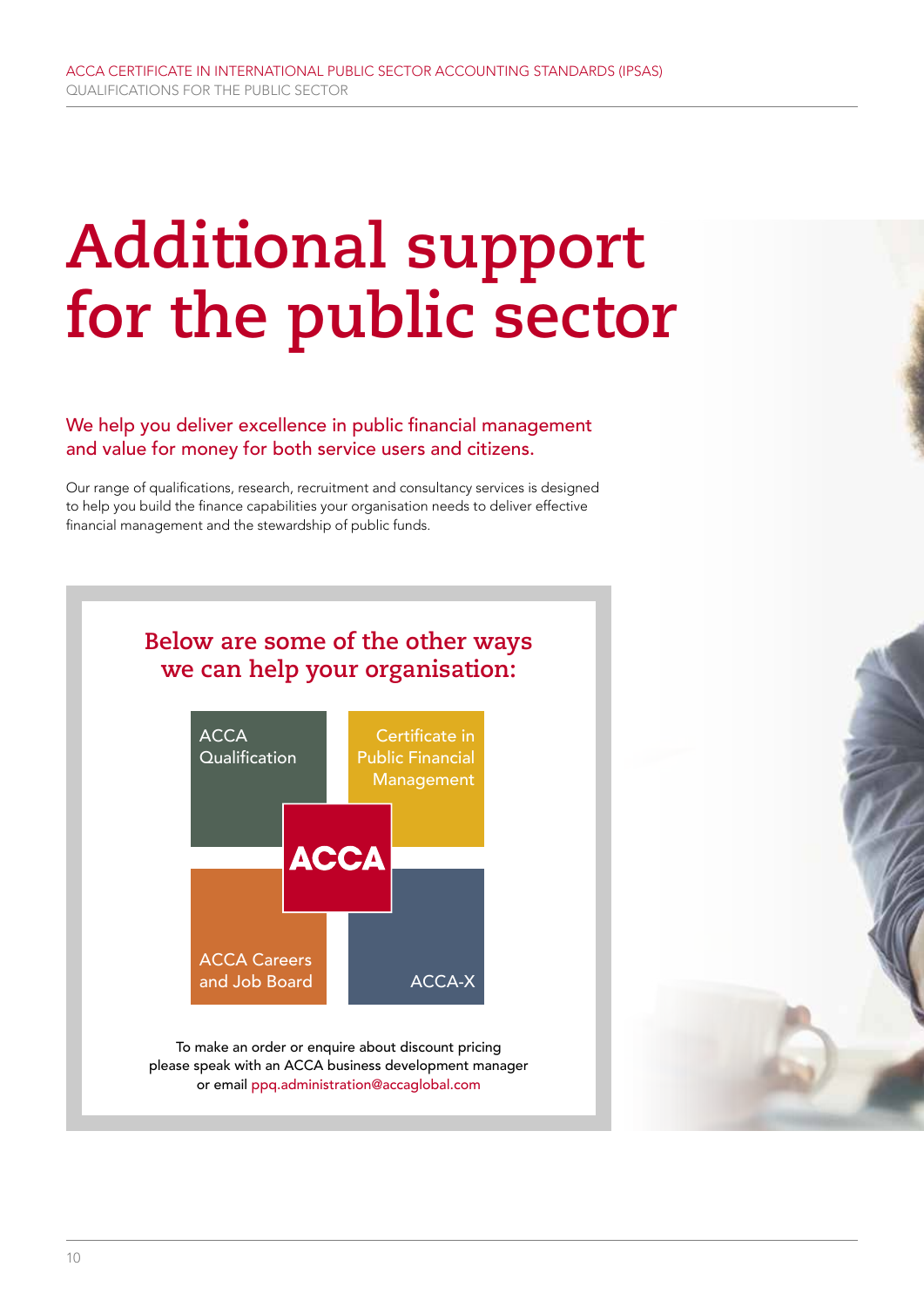# Additional support for the public sector

**We help you deliver excellence in public financial management and value for money for both service users and citizens.**

Our range of qualifications, research, recruitment and consultancy services is designed to help you build the finance capabilities your organisation needs to deliver effective financial management and the stewardship of public funds.

## Below are some of the other ways we can help your organisation:

- ACCA Qualification
- Certificate in Public Financial Management
- ACCA Careers and Job Board
- ACCA-X

To make an order or enquire about discount pricing please speak with an ACCA business development manager or email ppq.administration@accaglobal.com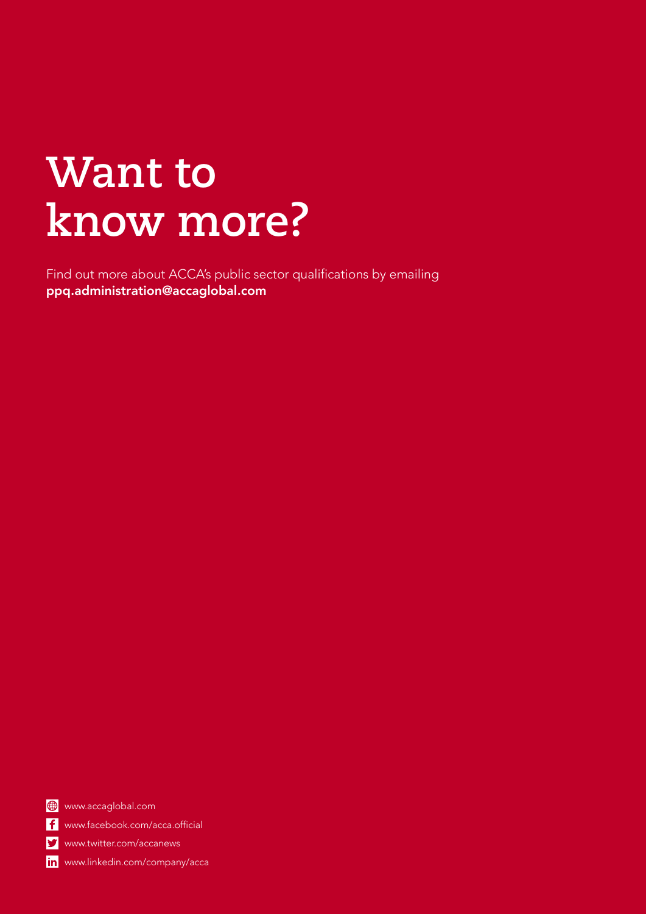# Want to know more?

Find out more about ACCA's public sector qualifications by emailing **ppq.administration@accaglobal.com**

www.accaglobal.com

www.facebook.com/acca.official

www.twitter.com/accanews

www.linkedin.com/company/acca